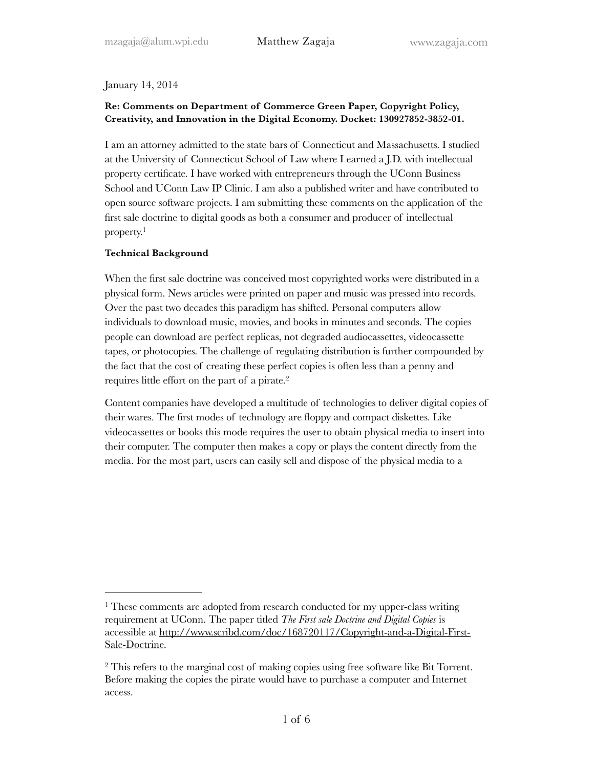mzagaja@alum.wpi.edu Matthew Zagaja www.zagaja.com

January 14, 2014

**Re: Comments on Department of Commerce Green Paper, Copyright Policy, Creativity, and Innovation in the Digital Economy. Docket: 130927852-3852-01.**

I am an attorney admitted to the state bars of Connecticut and Massachusetts. I studied at the University of Connecticut School of Law where I earned a J.D. with intellectual property certificate. I have worked with entrepreneurs through the UConn Business School and UConn Law IP Clinic. I am also a published writer and have contributed to open source software projects. I am submitting these comments on the application of the first sale doctrine to digital goods as both a consumer and producer of intellectual property.[1]

**Technical Background**

When the first sale doctrine was conceived most copyrighted works were distributed in a physical form. News articles were printed on paper and music was pressed into records. Over the past two decades this paradigm has shifted. Personal computers allow individuals to download music, movies, and books in minutes and seconds. The copies people can download are perfect replicas, not degraded audiocassettes, videocassette tapes, or photocopies. The challenge of regulating distribution is further compounded by the fact that the cost of creating these perfect copies is often less than a penny and requires little effort on the part of a pirate.[2]

Content companies have developed a multitude of technologies to deliver digital copies of their wares. The first modes of technology are floppy and compact diskettes. Like videocassettes or books this mode requires the user to obtain physical media to insert into their computer. The computer then makes a copy or plays the content directly from the media. For the most part, users can easily sell and dispose of the physical media to a

---

[1] These comments are adopted from research conducted for my upper-class writing requirement at UConn. The paper titled *The First sale Doctrine and Digital Copies* is accessible at http://www.scribd.com/doc/168720117/Copyright-and-a-Digital-First-Sale-Doctrine.

[2] This refers to the marginal cost of making copies using free software like Bit Torrent. Before making the copies the pirate would have to purchase a computer and Internet access.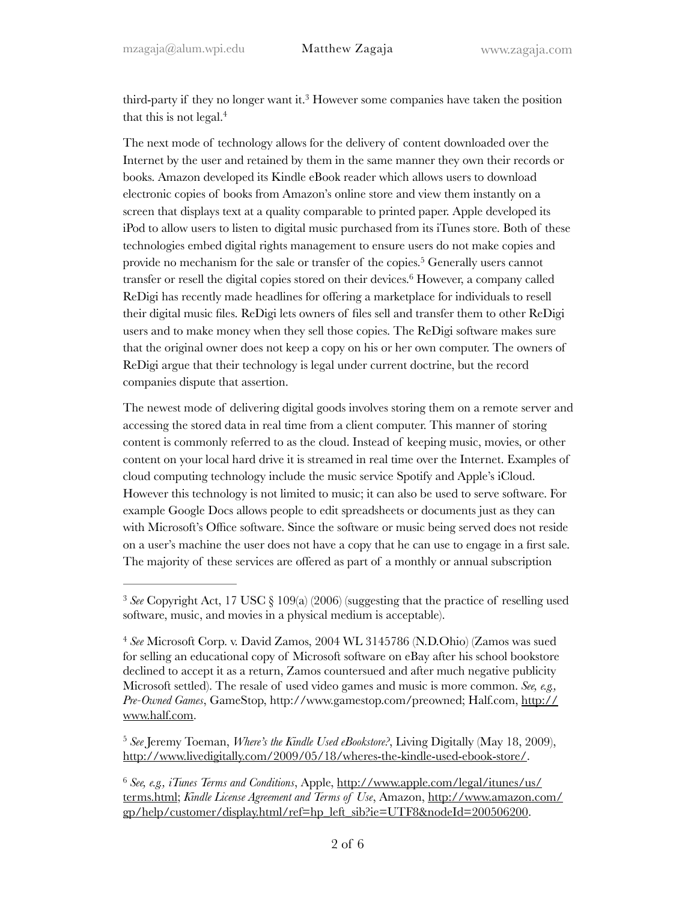third-party if they no longer want it.[3] However some companies have taken the position that this is not legal.[4]

The next mode of technology allows for the delivery of content downloaded over the Internet by the user and retained by them in the same manner they own their records or books. Amazon developed its Kindle eBook reader which allows users to download electronic copies of books from Amazon's online store and view them instantly on a screen that displays text at a quality comparable to printed paper. Apple developed its iPod to allow users to listen to digital music purchased from its iTunes store. Both of these technologies embed digital rights management to ensure users do not make copies and provide no mechanism for the sale or transfer of the copies.[5] Generally users cannot transfer or resell the digital copies stored on their devices.[6] However, a company called ReDigi has recently made headlines for offering a marketplace for individuals to resell their digital music files. ReDigi lets owners of files sell and transfer them to other ReDigi users and to make money when they sell those copies. The ReDigi software makes sure that the original owner does not keep a copy on his or her own computer. The owners of ReDigi argue that their technology is legal under current doctrine, but the record companies dispute that assertion.

The newest mode of delivering digital goods involves storing them on a remote server and accessing the stored data in real time from a client computer. This manner of storing content is commonly referred to as the cloud. Instead of keeping music, movies, or other content on your local hard drive it is streamed in real time over the Internet. Examples of cloud computing technology include the music service Spotify and Apple's iCloud. However this technology is not limited to music; it can also be used to serve software. For example Google Docs allows people to edit spreadsheets or documents just as they can with Microsoft's Office software. Since the software or music being served does not reside on a user's machine the user does not have a copy that he can use to engage in a first sale. The majority of these services are offered as part of a monthly or annual subscription

---

[3] *See* Copyright Act, 17 USC § 109(a) (2006) (suggesting that the practice of reselling used software, music, and movies in a physical medium is acceptable).

[4] *See* Microsoft Corp. v. David Zamos, 2004 WL 3145786 (N.D.Ohio) (Zamos was sued for selling an educational copy of Microsoft software on eBay after his school bookstore declined to accept it as a return, Zamos countersued and after much negative publicity Microsoft settled). The resale of used video games and music is more common. *See, e.g., Pre-Owned Games*, GameStop, http://www.gamestop.com/preowned; Half.com, http://www.half.com.

[5] *See* Jeremy Toeman, *Where's the Kindle Used eBookstore?*, Living Digitally (May 18, 2009), http://www.livedigitally.com/2009/05/18/wheres-the-kindle-used-ebook-store/.

[6] *See, e.g., iTunes Terms and Conditions*, Apple, http://www.apple.com/legal/itunes/us/terms.html; *Kindle License Agreement and Terms of Use*, Amazon, http://www.amazon.com/gp/help/customer/display.html/ref=hp_left_sib?ie=UTF8&nodeId=200506200.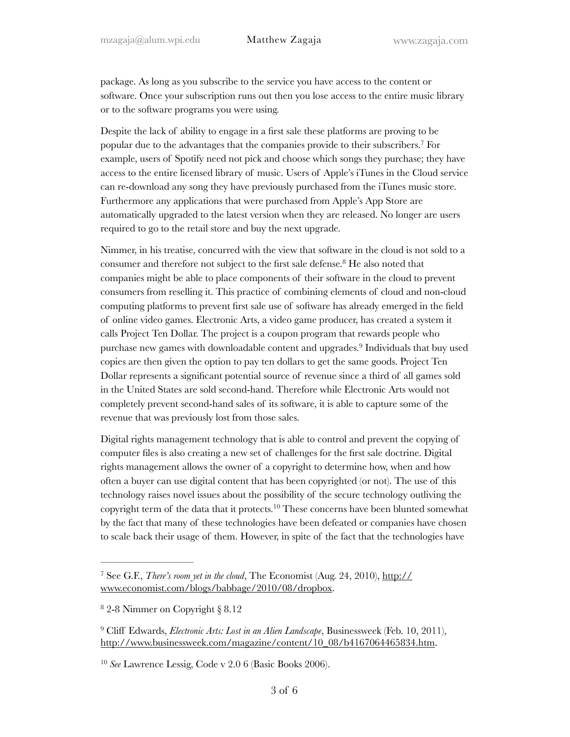package. As long as you subscribe to the service you have access to the content or software. Once your subscription runs out then you lose access to the entire music library or to the software programs you were using.

Despite the lack of ability to engage in a first sale these platforms are proving to be popular due to the advantages that the companies provide to their subscribers.[7] For example, users of Spotify need not pick and choose which songs they purchase; they have access to the entire licensed library of music. Users of Apple's iTunes in the Cloud service can re-download any song they have previously purchased from the iTunes music store. Furthermore any applications that were purchased from Apple's App Store are automatically upgraded to the latest version when they are released. No longer are users required to go to the retail store and buy the next upgrade.

Nimmer, in his treatise, concurred with the view that software in the cloud is not sold to a consumer and therefore not subject to the first sale defense.[8] He also noted that companies might be able to place components of their software in the cloud to prevent consumers from reselling it. This practice of combining elements of cloud and non-cloud computing platforms to prevent first sale use of software has already emerged in the field of online video games. Electronic Arts, a video game producer, has created a system it calls Project Ten Dollar. The project is a coupon program that rewards people who purchase new games with downloadable content and upgrades.[9] Individuals that buy used copies are then given the option to pay ten dollars to get the same goods. Project Ten Dollar represents a significant potential source of revenue since a third of all games sold in the United States are sold second-hand. Therefore while Electronic Arts would not completely prevent second-hand sales of its software, it is able to capture some of the revenue that was previously lost from those sales.

Digital rights management technology that is able to control and prevent the copying of computer files is also creating a new set of challenges for the first sale doctrine. Digital rights management allows the owner of a copyright to determine how, when and how often a buyer can use digital content that has been copyrighted (or not). The use of this technology raises novel issues about the possibility of the secure technology outliving the copyright term of the data that it protects.[10] These concerns have been blunted somewhat by the fact that many of these technologies have been defeated or companies have chosen to scale back their usage of them. However, in spite of the fact that the technologies have

---

[7] See G.F., *There's room yet in the cloud*, The Economist (Aug. 24, 2010), http://www.economist.com/blogs/babbage/2010/08/dropbox.

[8] 2-8 Nimmer on Copyright § 8.12

[9] Cliff Edwards, *Electronic Arts: Lost in an Alien Landscape*, Businessweek (Feb. 10, 2011), http://www.businessweek.com/magazine/content/10_08/b4167064465834.htm.

[10] *See* Lawrence Lessig, Code v 2.0 6 (Basic Books 2006).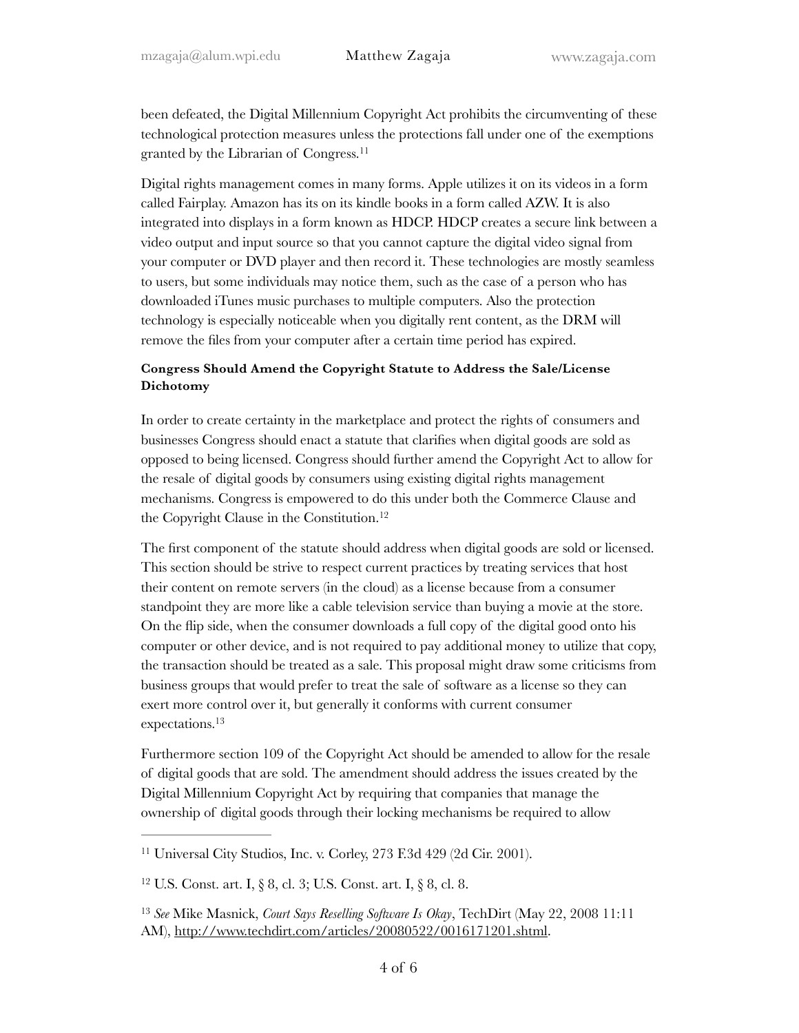been defeated, the Digital Millennium Copyright Act prohibits the circumventing of these technological protection measures unless the protections fall under one of the exemptions granted by the Librarian of Congress.[11]

Digital rights management comes in many forms. Apple utilizes it on its videos in a form called Fairplay. Amazon has its on its kindle books in a form called AZW. It is also integrated into displays in a form known as HDCP. HDCP creates a secure link between a video output and input source so that you cannot capture the digital video signal from your computer or DVD player and then record it. These technologies are mostly seamless to users, but some individuals may notice them, such as the case of a person who has downloaded iTunes music purchases to multiple computers. Also the protection technology is especially noticeable when you digitally rent content, as the DRM will remove the files from your computer after a certain time period has expired.

**Congress Should Amend the Copyright Statute to Address the Sale/License Dichotomy**

In order to create certainty in the marketplace and protect the rights of consumers and businesses Congress should enact a statute that clarifies when digital goods are sold as opposed to being licensed. Congress should further amend the Copyright Act to allow for the resale of digital goods by consumers using existing digital rights management mechanisms. Congress is empowered to do this under both the Commerce Clause and the Copyright Clause in the Constitution.[12]

The first component of the statute should address when digital goods are sold or licensed. This section should be strive to respect current practices by treating services that host their content on remote servers (in the cloud) as a license because from a consumer standpoint they are more like a cable television service than buying a movie at the store. On the flip side, when the consumer downloads a full copy of the digital good onto his computer or other device, and is not required to pay additional money to utilize that copy, the transaction should be treated as a sale. This proposal might draw some criticisms from business groups that would prefer to treat the sale of software as a license so they can exert more control over it, but generally it conforms with current consumer expectations.[13]

Furthermore section 109 of the Copyright Act should be amended to allow for the resale of digital goods that are sold. The amendment should address the issues created by the Digital Millennium Copyright Act by requiring that companies that manage the ownership of digital goods through their locking mechanisms be required to allow

---

[11] Universal City Studios, Inc. v. Corley, 273 F.3d 429 (2d Cir. 2001).

[12] U.S. Const. art. I, § 8, cl. 3; U.S. Const. art. I, § 8, cl. 8.

[13] *See* Mike Masnick, *Court Says Reselling Software Is Okay*, TechDirt (May 22, 2008 11:11 AM), http://www.techdirt.com/articles/20080522/0016171201.shtml.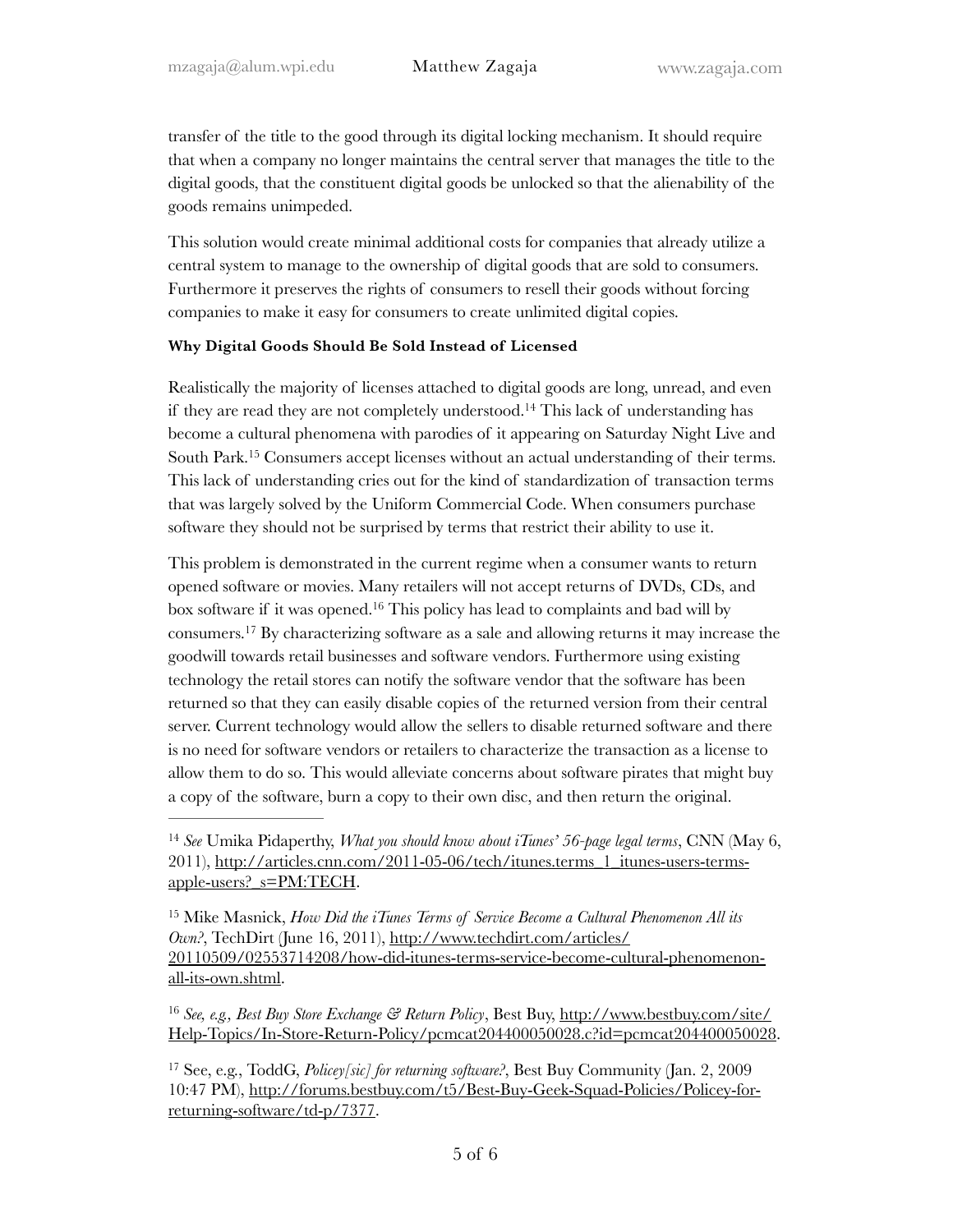transfer of the title to the good through its digital locking mechanism. It should require that when a company no longer maintains the central server that manages the title to the digital goods, that the constituent digital goods be unlocked so that the alienability of the goods remains unimpeded.

This solution would create minimal additional costs for companies that already utilize a central system to manage to the ownership of digital goods that are sold to consumers. Furthermore it preserves the rights of consumers to resell their goods without forcing companies to make it easy for consumers to create unlimited digital copies.

**Why Digital Goods Should Be Sold Instead of Licensed**

Realistically the majority of licenses attached to digital goods are long, unread, and even if they are read they are not completely understood.[14] This lack of understanding has become a cultural phenomena with parodies of it appearing on Saturday Night Live and South Park.[15] Consumers accept licenses without an actual understanding of their terms. This lack of understanding cries out for the kind of standardization of transaction terms that was largely solved by the Uniform Commercial Code. When consumers purchase software they should not be surprised by terms that restrict their ability to use it.

This problem is demonstrated in the current regime when a consumer wants to return opened software or movies. Many retailers will not accept returns of DVDs, CDs, and box software if it was opened.[16] This policy has lead to complaints and bad will by consumers.[17] By characterizing software as a sale and allowing returns it may increase the goodwill towards retail businesses and software vendors. Furthermore using existing technology the retail stores can notify the software vendor that the software has been returned so that they can easily disable copies of the returned version from their central server. Current technology would allow the sellers to disable returned software and there is no need for software vendors or retailers to characterize the transaction as a license to allow them to do so. This would alleviate concerns about software pirates that might buy a copy of the software, burn a copy to their own disc, and then return the original.

---

[14] *See* Umika Pidaperthy, *What you should know about iTunes' 56-page legal terms*, CNN (May 6, 2011), http://articles.cnn.com/2011-05-06/tech/itunes.terms_1_itunes-users-terms-apple-users?_s=PM:TECH.

[15] Mike Masnick, *How Did the iTunes Terms of Service Become a Cultural Phenomenon All its Own?*, TechDirt (June 16, 2011), http://www.techdirt.com/articles/20110509/02553714208/how-did-itunes-terms-service-become-cultural-phenomenon-all-its-own.shtml.

[16] *See, e.g., Best Buy Store Exchange & Return Policy*, Best Buy, http://www.bestbuy.com/site/Help-Topics/In-Store-Return-Policy/pcmcat204400050028.c?id=pcmcat204400050028.

[17] See, e.g., ToddG, *Policey[sic] for returning software?*, Best Buy Community (Jan. 2, 2009 10:47 PM), http://forums.bestbuy.com/t5/Best-Buy-Geek-Squad-Policies/Policey-for-returning-software/td-p/7377.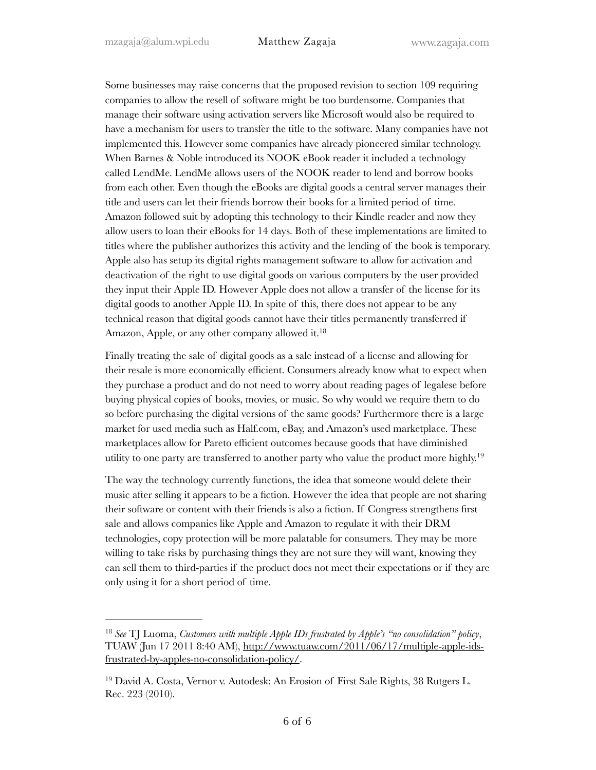Some businesses may raise concerns that the proposed revision to section 109 requiring companies to allow the resell of software might be too burdensome. Companies that manage their software using activation servers like Microsoft would also be required to have a mechanism for users to transfer the title to the software. Many companies have not implemented this. However some companies have already pioneered similar technology. When Barnes & Noble introduced its NOOK eBook reader it included a technology called LendMe. LendMe allows users of the NOOK reader to lend and borrow books from each other. Even though the eBooks are digital goods a central server manages their title and users can let their friends borrow their books for a limited period of time. Amazon followed suit by adopting this technology to their Kindle reader and now they allow users to loan their eBooks for 14 days. Both of these implementations are limited to titles where the publisher authorizes this activity and the lending of the book is temporary. Apple also has setup its digital rights management software to allow for activation and deactivation of the right to use digital goods on various computers by the user provided they input their Apple ID. However Apple does not allow a transfer of the license for its digital goods to another Apple ID. In spite of this, there does not appear to be any technical reason that digital goods cannot have their titles permanently transferred if Amazon, Apple, or any other company allowed it.[18]

Finally treating the sale of digital goods as a sale instead of a license and allowing for their resale is more economically efficient. Consumers already know what to expect when they purchase a product and do not need to worry about reading pages of legalese before buying physical copies of books, movies, or music. So why would we require them to do so before purchasing the digital versions of the same goods? Furthermore there is a large market for used media such as Half.com, eBay, and Amazon's used marketplace. These marketplaces allow for Pareto efficient outcomes because goods that have diminished utility to one party are transferred to another party who value the product more highly.[19]

The way the technology currently functions, the idea that someone would delete their music after selling it appears to be a fiction. However the idea that people are not sharing their software or content with their friends is also a fiction. If Congress strengthens first sale and allows companies like Apple and Amazon to regulate it with their DRM technologies, copy protection will be more palatable for consumers. They may be more willing to take risks by purchasing things they are not sure they will want, knowing they can sell them to third-parties if the product does not meet their expectations or if they are only using it for a short period of time.

---

[18] *See* TJ Luoma, *Customers with multiple Apple IDs frustrated by Apple's "no consolidation" policy*, TUAW (Jun 17 2011 8:40 AM), http://www.tuaw.com/2011/06/17/multiple-apple-ids-frustrated-by-apples-no-consolidation-policy/.

[19] David A. Costa, Vernor v. Autodesk: An Erosion of First Sale Rights, 38 Rutgers L. Rec. 223 (2010).